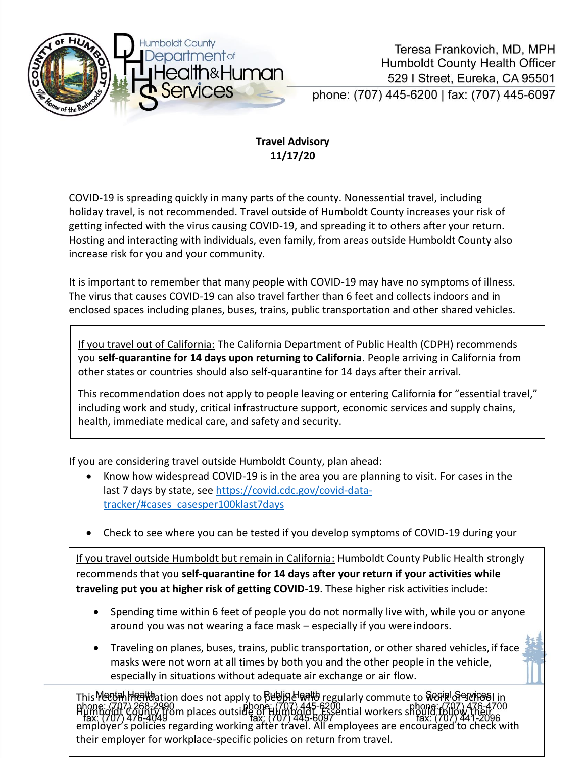Teresa Frankovich, MD, MPH
Humboldt County Health Officer
529 I Street, Eureka, CA 95501
phone: (707) 445-6200 | fax: (707) 445-6097

**Travel Advisory**
**11/17/20**

COVID-19 is spreading quickly in many parts of the county. Nonessential travel, including holiday travel, is not recommended. Travel outside of Humboldt County increases your risk of getting infected with the virus causing COVID-19, and spreading it to others after your return. Hosting and interacting with individuals, even family, from areas outside Humboldt County also increase risk for you and your community.

It is important to remember that many people with COVID-19 may have no symptoms of illness. The virus that causes COVID-19 can also travel farther than 6 feet and collects indoors and in enclosed spaces including planes, buses, trains, public transportation and other shared vehicles.

> If you travel out of California: The California Department of Public Health (CDPH) recommends you **self-quarantine for 14 days upon returning to California**. People arriving in California from other states or countries should also self-quarantine for 14 days after their arrival.
>
> This recommendation does not apply to people leaving or entering California for "essential travel," including work and study, critical infrastructure support, economic services and supply chains, health, immediate medical care, and safety and security.

If you are considering travel outside Humboldt County, plan ahead:

- Know how widespread COVID-19 is in the area you are planning to visit. For cases in the last 7 days by state, see https://covid.cdc.gov/covid-data-tracker/#cases_casesper100klast7days
- Check to see where you can be tested if you develop symptoms of COVID-19 during your

> If you travel outside Humboldt but remain in California: Humboldt County Public Health strongly recommends that you **self-quarantine for 14 days after your return if your activities while traveling put you at higher risk of getting COVID-19**. These higher risk activities include:
>
> - Spending time within 6 feet of people you do not normally live with, while you or anyone around you was not wearing a face mask – especially if you were indoors.
> - Traveling on planes, buses, trains, public transportation, or other shared vehicles, if face masks were not worn at all times by both you and the other people in the vehicle, especially in situations without adequate air exchange or air flow.
>
> This recommendation does not apply to people who regularly commute to work or school in Humboldt County from places outside of Humboldt. Essential workers should follow their employer's policies regarding working after travel. All employees are encouraged to check with their employer for workplace-specific policies on return from travel.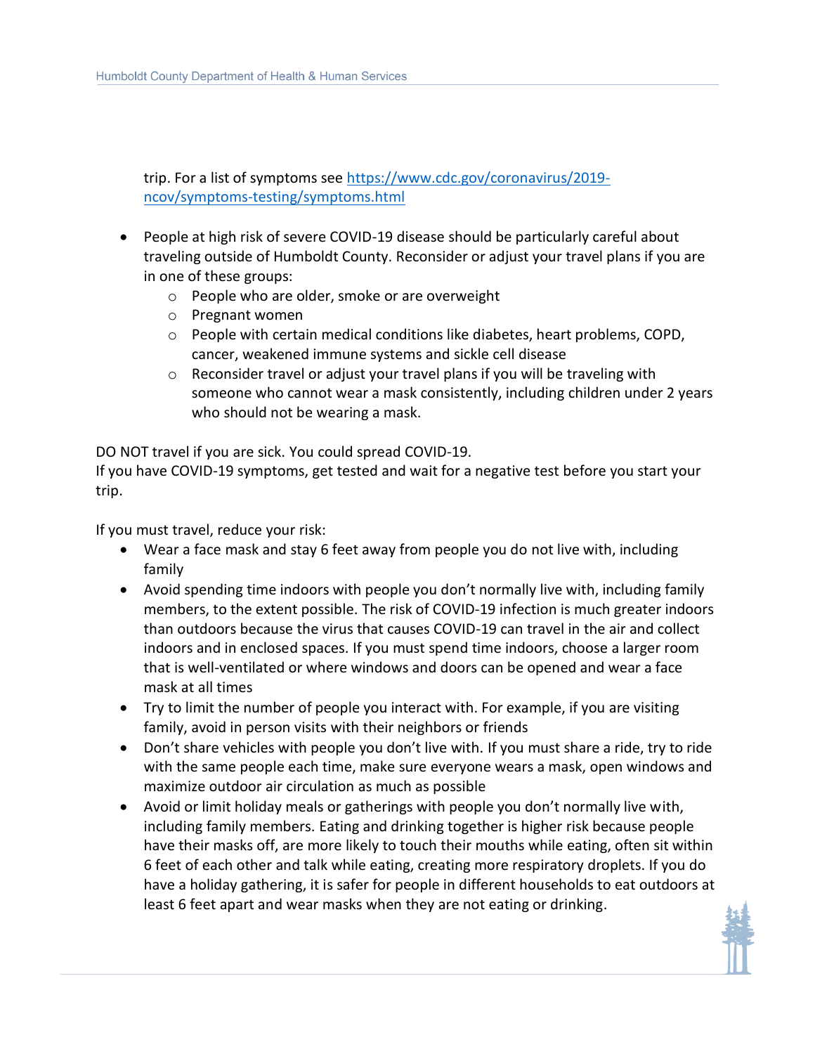trip. For a list of symptoms see [https://www.cdc.gov/coronavirus/2019-ncov/symptoms-testing/symptoms.html](https://www.cdc.gov/coronavirus/2019-ncov/symptoms-testing/symptoms.html)

- People at high risk of severe COVID-19 disease should be particularly careful about traveling outside of Humboldt County. Reconsider or adjust your travel plans if you are in one of these groups:
  - People who are older, smoke or are overweight
  - Pregnant women
  - People with certain medical conditions like diabetes, heart problems, COPD, cancer, weakened immune systems and sickle cell disease
  - Reconsider travel or adjust your travel plans if you will be traveling with someone who cannot wear a mask consistently, including children under 2 years who should not be wearing a mask.

DO NOT travel if you are sick. You could spread COVID-19.
If you have COVID-19 symptoms, get tested and wait for a negative test before you start your trip.

If you must travel, reduce your risk:

- Wear a face mask and stay 6 feet away from people you do not live with, including family
- Avoid spending time indoors with people you don't normally live with, including family members, to the extent possible. The risk of COVID-19 infection is much greater indoors than outdoors because the virus that causes COVID-19 can travel in the air and collect indoors and in enclosed spaces. If you must spend time indoors, choose a larger room that is well-ventilated or where windows and doors can be opened and wear a face mask at all times
- Try to limit the number of people you interact with. For example, if you are visiting family, avoid in person visits with their neighbors or friends
- Don't share vehicles with people you don't live with. If you must share a ride, try to ride with the same people each time, make sure everyone wears a mask, open windows and maximize outdoor air circulation as much as possible
- Avoid or limit holiday meals or gatherings with people you don't normally live with, including family members. Eating and drinking together is higher risk because people have their masks off, are more likely to touch their mouths while eating, often sit within 6 feet of each other and talk while eating, creating more respiratory droplets. If you do have a holiday gathering, it is safer for people in different households to eat outdoors at least 6 feet apart and wear masks when they are not eating or drinking.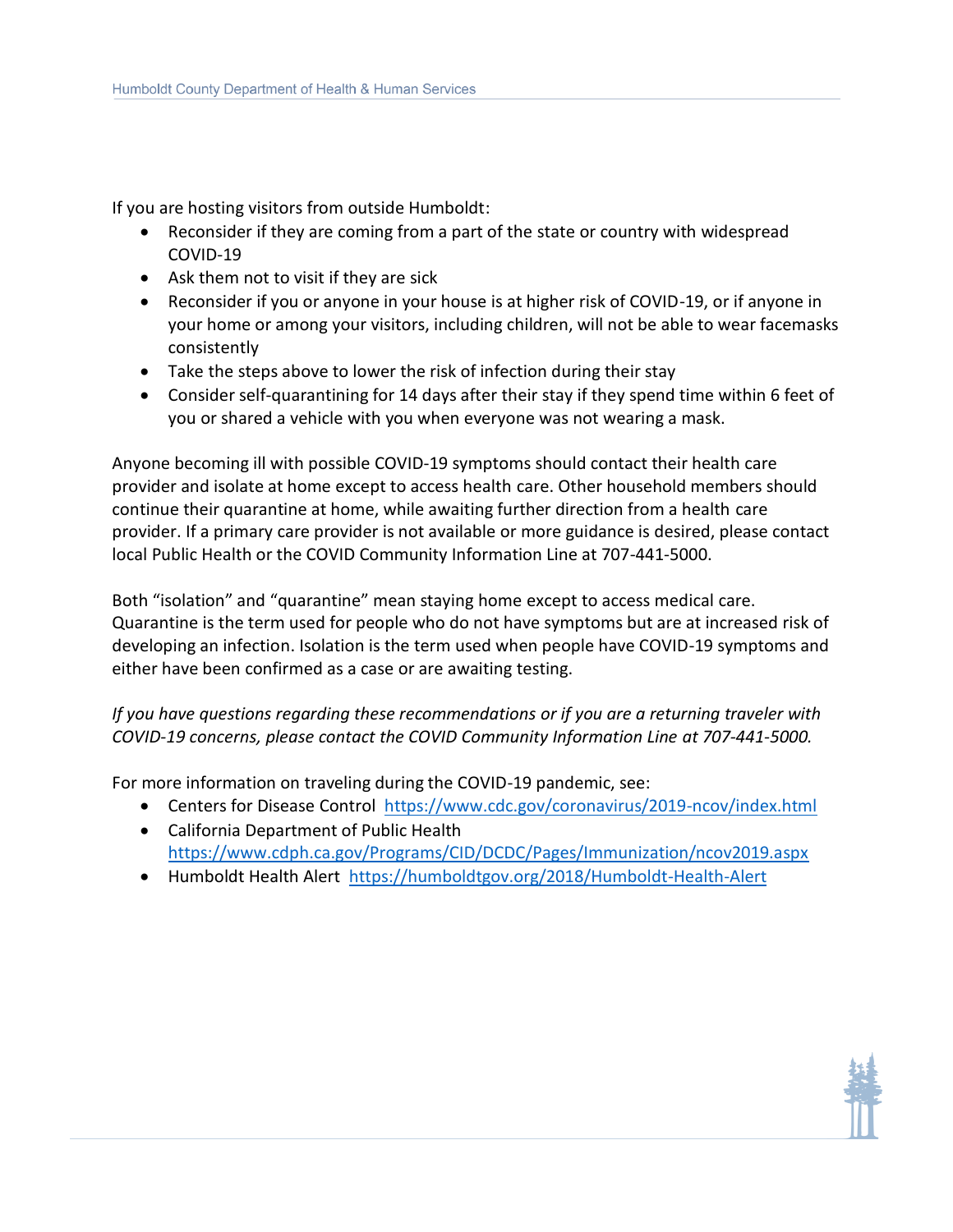If you are hosting visitors from outside Humboldt:

- Reconsider if they are coming from a part of the state or country with widespread COVID-19
- Ask them not to visit if they are sick
- Reconsider if you or anyone in your house is at higher risk of COVID-19, or if anyone in your home or among your visitors, including children, will not be able to wear facemasks consistently
- Take the steps above to lower the risk of infection during their stay
- Consider self-quarantining for 14 days after their stay if they spend time within 6 feet of you or shared a vehicle with you when everyone was not wearing a mask.

Anyone becoming ill with possible COVID-19 symptoms should contact their health care provider and isolate at home except to access health care. Other household members should continue their quarantine at home, while awaiting further direction from a health care provider. If a primary care provider is not available or more guidance is desired, please contact local Public Health or the COVID Community Information Line at 707-441-5000.

Both "isolation" and "quarantine" mean staying home except to access medical care. Quarantine is the term used for people who do not have symptoms but are at increased risk of developing an infection. Isolation is the term used when people have COVID-19 symptoms and either have been confirmed as a case or are awaiting testing.

*If you have questions regarding these recommendations or if you are a returning traveler with COVID-19 concerns, please contact the COVID Community Information Line at 707-441-5000.*

For more information on traveling during the COVID-19 pandemic, see:

- Centers for Disease Control https://www.cdc.gov/coronavirus/2019-ncov/index.html
- California Department of Public Health https://www.cdph.ca.gov/Programs/CID/DCDC/Pages/Immunization/ncov2019.aspx
- Humboldt Health Alert https://humboldtgov.org/2018/Humboldt-Health-Alert